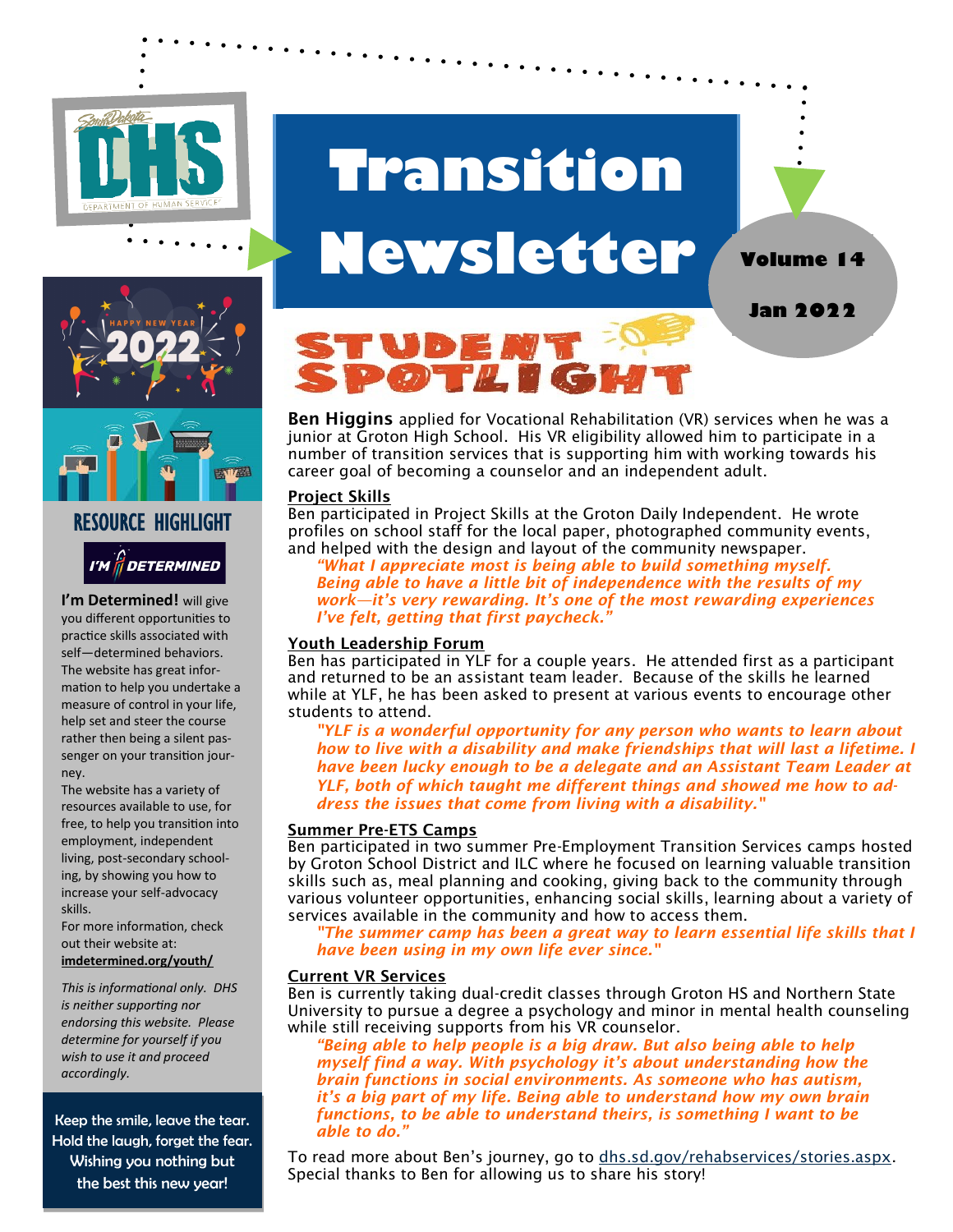# Transition Newsletter

**Volume 14**

**Jan 2022**

## STUDENT SPOTLIGHT

**Ben Higgins** applied for Vocational Rehabilitation (VR) services when he was a junior at Groton High School. His VR eligibility allowed him to participate in a number of transition services that is supporting him with working towards his career goal of becoming a counselor and an independent adult.

### Project Skills

Ben participated in Project Skills at the Groton Daily Independent. He wrote profiles on school staff for the local paper, photographed community events, and helped with the design and layout of the community newspaper.

> ***"What I appreciate most is being able to build something myself. Being able to have a little bit of independence with the results of my work—it's very rewarding. It's one of the most rewarding experiences I've felt, getting that first paycheck."***

### Youth Leadership Forum

Ben has participated in YLF for a couple years. He attended first as a participant and returned to be an assistant team leader. Because of the skills he learned while at YLF, he has been asked to present at various events to encourage other students to attend.

> ***"YLF is a wonderful opportunity for any person who wants to learn about how to live with a disability and make friendships that will last a lifetime. I have been lucky enough to be a delegate and an Assistant Team Leader at YLF, both of which taught me different things and showed me how to address the issues that come from living with a disability."***

### Summer Pre-ETS Camps

Ben participated in two summer Pre-Employment Transition Services camps hosted by Groton School District and ILC where he focused on learning valuable transition skills such as, meal planning and cooking, giving back to the community through various volunteer opportunities, enhancing social skills, learning about a variety of services available in the community and how to access them.

> ***"The summer camp has been a great way to learn essential life skills that I have been using in my own life ever since."***

### Current VR Services

Ben is currently taking dual-credit classes through Groton HS and Northern State University to pursue a degree a psychology and minor in mental health counseling while still receiving supports from his VR counselor.

> ***"Being able to help people is a big draw. But also being able to help myself find a way. With psychology it's about understanding how the brain functions in social environments. As someone who has autism, it's a big part of my life. Being able to understand how my own brain functions, to be able to understand theirs, is something I want to be able to do."***

To read more about Ben's journey, go to dhs.sd.gov/rehabservices/stories.aspx. Special thanks to Ben for allowing us to share his story!

---

## RESOURCE HIGHLIGHT

**I'M DETERMINED**

**I'm Determined!** will give you different opportunities to practice skills associated with self—determined behaviors. The website has great information to help you undertake a measure of control in your life, help set and steer the course rather then being a silent passenger on your transition journey.

The website has a variety of resources available to use, for free, to help you transition into employment, independent living, post-secondary schooling, by showing you how to increase your self-advocacy skills.

For more information, check out their website at: **imdetermined.org/youth/**

*This is informational only. DHS is neither supporting nor endorsing this website. Please determine for yourself if you wish to use it and proceed accordingly.*

---

Keep the smile, leave the tear.
Hold the laugh, forget the fear.
Wishing you nothing but the best this new year!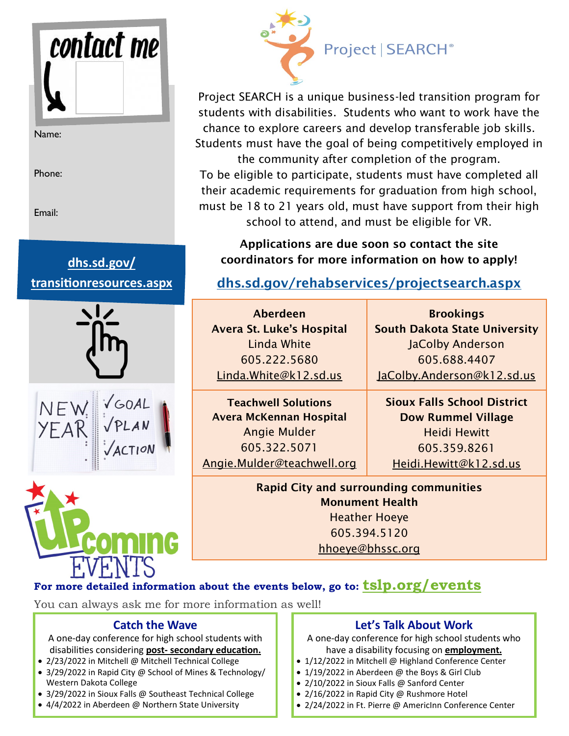## contact me

Name:

Phone:

Email:

**dhs.sd.gov/transitionresources.aspx**

NEW YEAR √GOAL √PLAN √ACTION

# Project | SEARCH®

Project SEARCH is a unique business-led transition program for students with disabilities. Students who want to work have the chance to explore careers and develop transferable job skills. Students must have the goal of being competitively employed in the community after completion of the program.
To be eligible to participate, students must have completed all their academic requirements for graduation from high school, must be 18 to 21 years old, must have support from their high school to attend, and must be eligible for VR.

**Applications are due soon so contact the site coordinators for more information on how to apply!**

**dhs.sd.gov/rehabservices/projectsearch.aspx**

| | |
|---|---|
| **Aberdeen**<br>**Avera St. Luke's Hospital**<br>Linda White<br>605.222.5680<br>Linda.White@k12.sd.us | **Brookings**<br>**South Dakota State University**<br>JaColby Anderson<br>605.688.4407<br>JaColby.Anderson@k12.sd.us |
| **Teachwell Solutions**<br>**Avera McKennan Hospital**<br>Angie Mulder<br>605.322.5071<br>Angie.Mulder@teachwell.org | **Sioux Falls School District**<br>**Dow Rummel Village**<br>Heidi Hewitt<br>605.359.8261<br>Heidi.Hewitt@k12.sd.us |
| **Rapid City and surrounding communities**<br>**Monument Health**<br>Heather Hoeye<br>605.394.5120<br>hhoeye@bhssc.org | |

# UPcoming EVENTS

**For more detailed information about the events below, go to: tslp.org/events**

You can always ask me for more information as well!

### Catch the Wave

A one-day conference for high school students with disabilities considering **post- secondary education.**

- 2/23/2022 in Mitchell @ Mitchell Technical College
- 3/29/2022 in Rapid City @ School of Mines & Technology/ Western Dakota College
- 3/29/2022 in Sioux Falls @ Southeast Technical College
- 4/4/2022 in Aberdeen @ Northern State University

### Let's Talk About Work

A one-day conference for high school students who have a disability focusing on **employment.**

- 1/12/2022 in Mitchell @ Highland Conference Center
- 1/19/2022 in Aberdeen @ the Boys & Girl Club
- 2/10/2022 in Sioux Falls @ Sanford Center
- 2/16/2022 in Rapid City @ Rushmore Hotel
- 2/24/2022 in Ft. Pierre @ AmericInn Conference Center